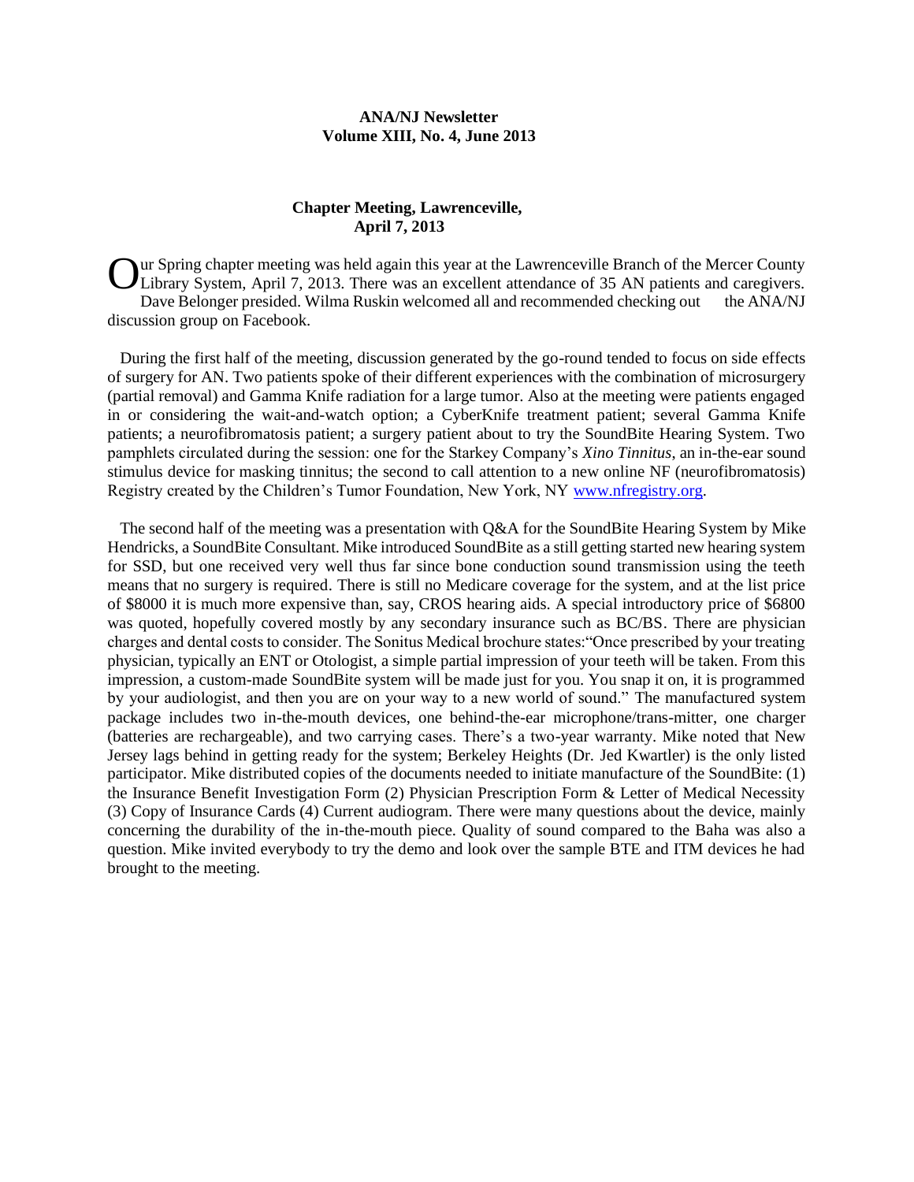**ANA/NJ Newsletter**
**Volume XIII, No. 4, June 2013**

## Chapter Meeting, Lawrenceville, April 7, 2013

Our Spring chapter meeting was held again this year at the Lawrenceville Branch of the Mercer County Library System, April 7, 2013. There was an excellent attendance of 35 AN patients and caregivers. Dave Belonger presided. Wilma Ruskin welcomed all and recommended checking out the ANA/NJ discussion group on Facebook.

During the first half of the meeting, discussion generated by the go-round tended to focus on side effects of surgery for AN. Two patients spoke of their different experiences with the combination of microsurgery (partial removal) and Gamma Knife radiation for a large tumor. Also at the meeting were patients engaged in or considering the wait-and-watch option; a CyberKnife treatment patient; several Gamma Knife patients; a neurofibromatosis patient; a surgery patient about to try the SoundBite Hearing System. Two pamphlets circulated during the session: one for the Starkey Company's *Xino Tinnitus*, an in-the-ear sound stimulus device for masking tinnitus; the second to call attention to a new online NF (neurofibromatosis) Registry created by the Children's Tumor Foundation, New York, NY www.nfregistry.org.

The second half of the meeting was a presentation with Q&A for the SoundBite Hearing System by Mike Hendricks, a SoundBite Consultant. Mike introduced SoundBite as a still getting started new hearing system for SSD, but one received very well thus far since bone conduction sound transmission using the teeth means that no surgery is required. There is still no Medicare coverage for the system, and at the list price of $8000 it is much more expensive than, say, CROS hearing aids. A special introductory price of $6800 was quoted, hopefully covered mostly by any secondary insurance such as BC/BS. There are physician charges and dental costs to consider. The Sonitus Medical brochure states:"Once prescribed by your treating physician, typically an ENT or Otologist, a simple partial impression of your teeth will be taken. From this impression, a custom-made SoundBite system will be made just for you. You snap it on, it is programmed by your audiologist, and then you are on your way to a new world of sound." The manufactured system package includes two in-the-mouth devices, one behind-the-ear microphone/trans-mitter, one charger (batteries are rechargeable), and two carrying cases. There's a two-year warranty. Mike noted that New Jersey lags behind in getting ready for the system; Berkeley Heights (Dr. Jed Kwartler) is the only listed participator. Mike distributed copies of the documents needed to initiate manufacture of the SoundBite: (1) the Insurance Benefit Investigation Form (2) Physician Prescription Form & Letter of Medical Necessity (3) Copy of Insurance Cards (4) Current audiogram. There were many questions about the device, mainly concerning the durability of the in-the-mouth piece. Quality of sound compared to the Baha was also a question. Mike invited everybody to try the demo and look over the sample BTE and ITM devices he had brought to the meeting.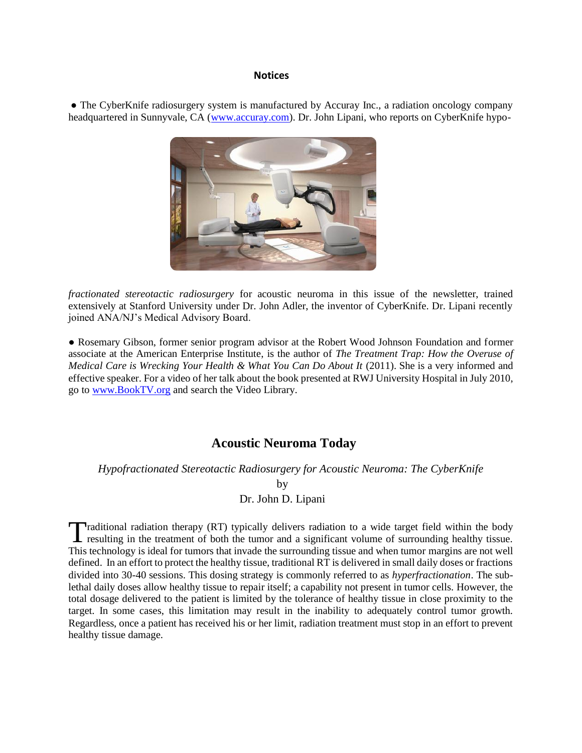**Notices**

● The CyberKnife radiosurgery system is manufactured by Accuray Inc., a radiation oncology company headquartered in Sunnyvale, CA (www.accuray.com). Dr. John Lipani, who reports on CyberKnife *hypofractionated stereotactic radiosurgery* for acoustic neuroma in this issue of the newsletter, trained extensively at Stanford University under Dr. John Adler, the inventor of CyberKnife. Dr. Lipani recently joined ANA/NJ's Medical Advisory Board.

● Rosemary Gibson, former senior program advisor at the Robert Wood Johnson Foundation and former associate at the American Enterprise Institute, is the author of *The Treatment Trap: How the Overuse of Medical Care is Wrecking Your Health & What You Can Do About It* (2011). She is a very informed and effective speaker. For a video of her talk about the book presented at RWJ University Hospital in July 2010, go to www.BookTV.org and search the Video Library.

## Acoustic Neuroma Today

*Hypofractionated Stereotactic Radiosurgery for Acoustic Neuroma: The CyberKnife*

by

Dr. John D. Lipani

Traditional radiation therapy (RT) typically delivers radiation to a wide target field within the body resulting in the treatment of both the tumor and a significant volume of surrounding healthy tissue. This technology is ideal for tumors that invade the surrounding tissue and when tumor margins are not well defined. In an effort to protect the healthy tissue, traditional RT is delivered in small daily doses or fractions divided into 30-40 sessions. This dosing strategy is commonly referred to as *hyperfractionation*. The sub-lethal daily doses allow healthy tissue to repair itself; a capability not present in tumor cells. However, the total dosage delivered to the patient is limited by the tolerance of healthy tissue in close proximity to the target. In some cases, this limitation may result in the inability to adequately control tumor growth. Regardless, once a patient has received his or her limit, radiation treatment must stop in an effort to prevent healthy tissue damage.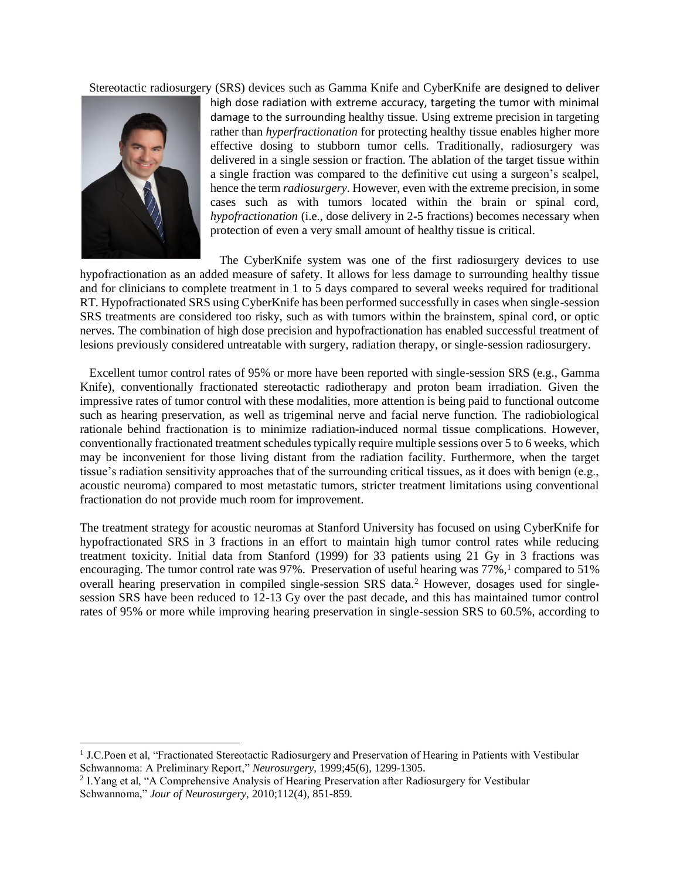Stereotactic radiosurgery (SRS) devices such as Gamma Knife and CyberKnife are designed to deliver high dose radiation with extreme accuracy, targeting the tumor with minimal damage to the surrounding healthy tissue. Using extreme precision in targeting rather than *hyperfractionation* for protecting healthy tissue enables higher more effective dosing to stubborn tumor cells. Traditionally, radiosurgery was delivered in a single session or fraction. The ablation of the target tissue within a single fraction was compared to the definitive cut using a surgeon's scalpel, hence the term *radiosurgery*. However, even with the extreme precision, in some cases such as with tumors located within the brain or spinal cord, *hypofractionation* (i.e., dose delivery in 2-5 fractions) becomes necessary when protection of even a very small amount of healthy tissue is critical.

The CyberKnife system was one of the first radiosurgery devices to use hypofractionation as an added measure of safety. It allows for less damage to surrounding healthy tissue and for clinicians to complete treatment in 1 to 5 days compared to several weeks required for traditional RT. Hypofractionated SRS using CyberKnife has been performed successfully in cases when single-session SRS treatments are considered too risky, such as with tumors within the brainstem, spinal cord, or optic nerves. The combination of high dose precision and hypofractionation has enabled successful treatment of lesions previously considered untreatable with surgery, radiation therapy, or single-session radiosurgery.

Excellent tumor control rates of 95% or more have been reported with single-session SRS (e.g., Gamma Knife), conventionally fractionated stereotactic radiotherapy and proton beam irradiation. Given the impressive rates of tumor control with these modalities, more attention is being paid to functional outcome such as hearing preservation, as well as trigeminal nerve and facial nerve function. The radiobiological rationale behind fractionation is to minimize radiation-induced normal tissue complications. However, conventionally fractionated treatment schedules typically require multiple sessions over 5 to 6 weeks, which may be inconvenient for those living distant from the radiation facility. Furthermore, when the target tissue's radiation sensitivity approaches that of the surrounding critical tissues, as it does with benign (e.g., acoustic neuroma) compared to most metastatic tumors, stricter treatment limitations using conventional fractionation do not provide much room for improvement.

The treatment strategy for acoustic neuromas at Stanford University has focused on using CyberKnife for hypofractionated SRS in 3 fractions in an effort to maintain high tumor control rates while reducing treatment toxicity. Initial data from Stanford (1999) for 33 patients using 21 Gy in 3 fractions was encouraging. The tumor control rate was 97%. Preservation of useful hearing was 77%,[1] compared to 51% overall hearing preservation in compiled single-session SRS data.[2] However, dosages used for single-session SRS have been reduced to 12-13 Gy over the past decade, and this has maintained tumor control rates of 95% or more while improving hearing preservation in single-session SRS to 60.5%, according to

---

[1] J.C.Poen et al, "Fractionated Stereotactic Radiosurgery and Preservation of Hearing in Patients with Vestibular Schwannoma: A Preliminary Report," *Neurosurgery*, 1999;45(6), 1299-1305.

[2] I.Yang et al, "A Comprehensive Analysis of Hearing Preservation after Radiosurgery for Vestibular Schwannoma," *Jour of Neurosurgery*, 2010;112(4), 851-859.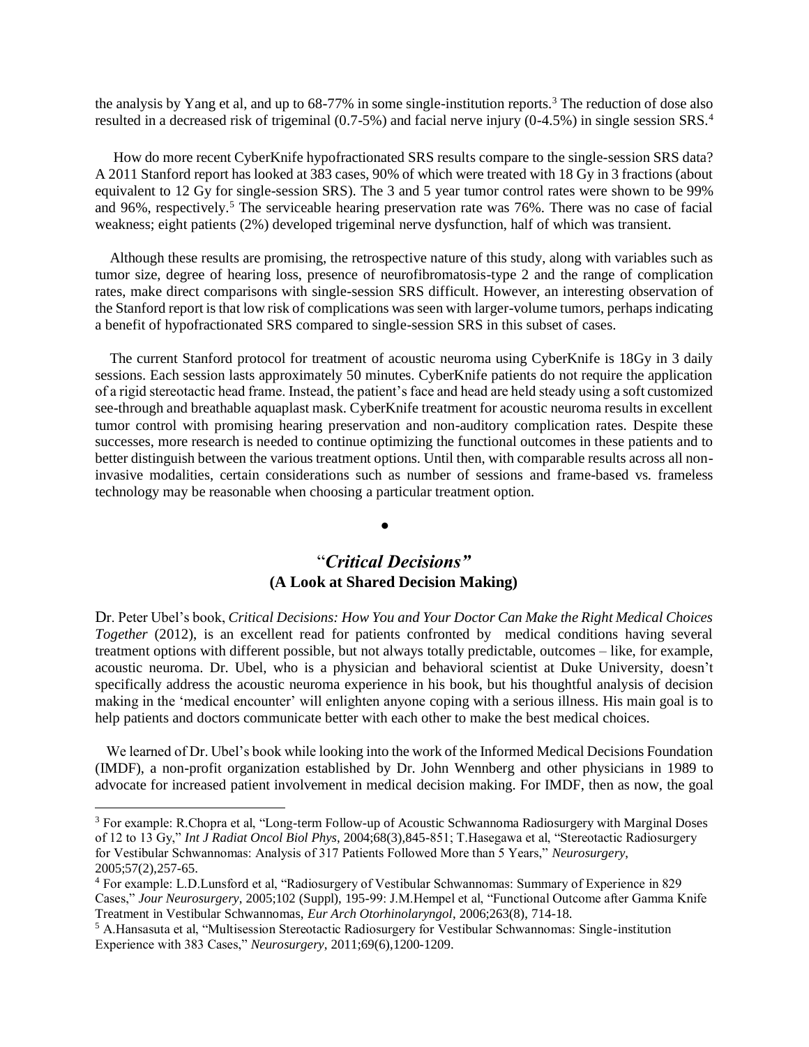the analysis by Yang et al, and up to 68-77% in some single-institution reports.[3] The reduction of dose also resulted in a decreased risk of trigeminal (0.7-5%) and facial nerve injury (0-4.5%) in single session SRS.[4]

How do more recent CyberKnife hypofractionated SRS results compare to the single-session SRS data? A 2011 Stanford report has looked at 383 cases, 90% of which were treated with 18 Gy in 3 fractions (about equivalent to 12 Gy for single-session SRS). The 3 and 5 year tumor control rates were shown to be 99% and 96%, respectively.[5] The serviceable hearing preservation rate was 76%. There was no case of facial weakness; eight patients (2%) developed trigeminal nerve dysfunction, half of which was transient.

Although these results are promising, the retrospective nature of this study, along with variables such as tumor size, degree of hearing loss, presence of neurofibromatosis-type 2 and the range of complication rates, make direct comparisons with single-session SRS difficult. However, an interesting observation of the Stanford report is that low risk of complications was seen with larger-volume tumors, perhaps indicating a benefit of hypofractionated SRS compared to single-session SRS in this subset of cases.

The current Stanford protocol for treatment of acoustic neuroma using CyberKnife is 18Gy in 3 daily sessions. Each session lasts approximately 50 minutes. CyberKnife patients do not require the application of a rigid stereotactic head frame. Instead, the patient's face and head are held steady using a soft customized see-through and breathable aquaplast mask. CyberKnife treatment for acoustic neuroma results in excellent tumor control with promising hearing preservation and non-auditory complication rates. Despite these successes, more research is needed to continue optimizing the functional outcomes in these patients and to better distinguish between the various treatment options. Until then, with comparable results across all non-invasive modalities, certain considerations such as number of sessions and frame-based vs. frameless technology may be reasonable when choosing a particular treatment option.

•

## "*Critical Decisions*"
### (A Look at Shared Decision Making)

Dr. Peter Ubel's book, *Critical Decisions: How You and Your Doctor Can Make the Right Medical Choices Together* (2012), is an excellent read for patients confronted by medical conditions having several treatment options with different possible, but not always totally predictable, outcomes – like, for example, acoustic neuroma. Dr. Ubel, who is a physician and behavioral scientist at Duke University, doesn't specifically address the acoustic neuroma experience in his book, but his thoughtful analysis of decision making in the 'medical encounter' will enlighten anyone coping with a serious illness. His main goal is to help patients and doctors communicate better with each other to make the best medical choices.

We learned of Dr. Ubel's book while looking into the work of the Informed Medical Decisions Foundation (IMDF), a non-profit organization established by Dr. John Wennberg and other physicians in 1989 to advocate for increased patient involvement in medical decision making. For IMDF, then as now, the goal

---

[3] For example: R.Chopra et al, "Long-term Follow-up of Acoustic Schwannoma Radiosurgery with Marginal Doses of 12 to 13 Gy," *Int J Radiat Oncol Biol Phys*, 2004;68(3),845-851; T.Hasegawa et al, "Stereotactic Radiosurgery for Vestibular Schwannomas: Analysis of 317 Patients Followed More than 5 Years," *Neurosurgery*, 2005;57(2),257-65.

[4] For example: L.D.Lunsford et al, "Radiosurgery of Vestibular Schwannomas: Summary of Experience in 829 Cases," *Jour Neurosurgery*, 2005;102 (Suppl), 195-99: J.M.Hempel et al, "Functional Outcome after Gamma Knife Treatment in Vestibular Schwannomas, *Eur Arch Otorhinolaryngol*, 2006;263(8), 714-18.

[5] A.Hansasuta et al, "Multisession Stereotactic Radiosurgery for Vestibular Schwannomas: Single-institution Experience with 383 Cases," *Neurosurgery*, 2011;69(6),1200-1209.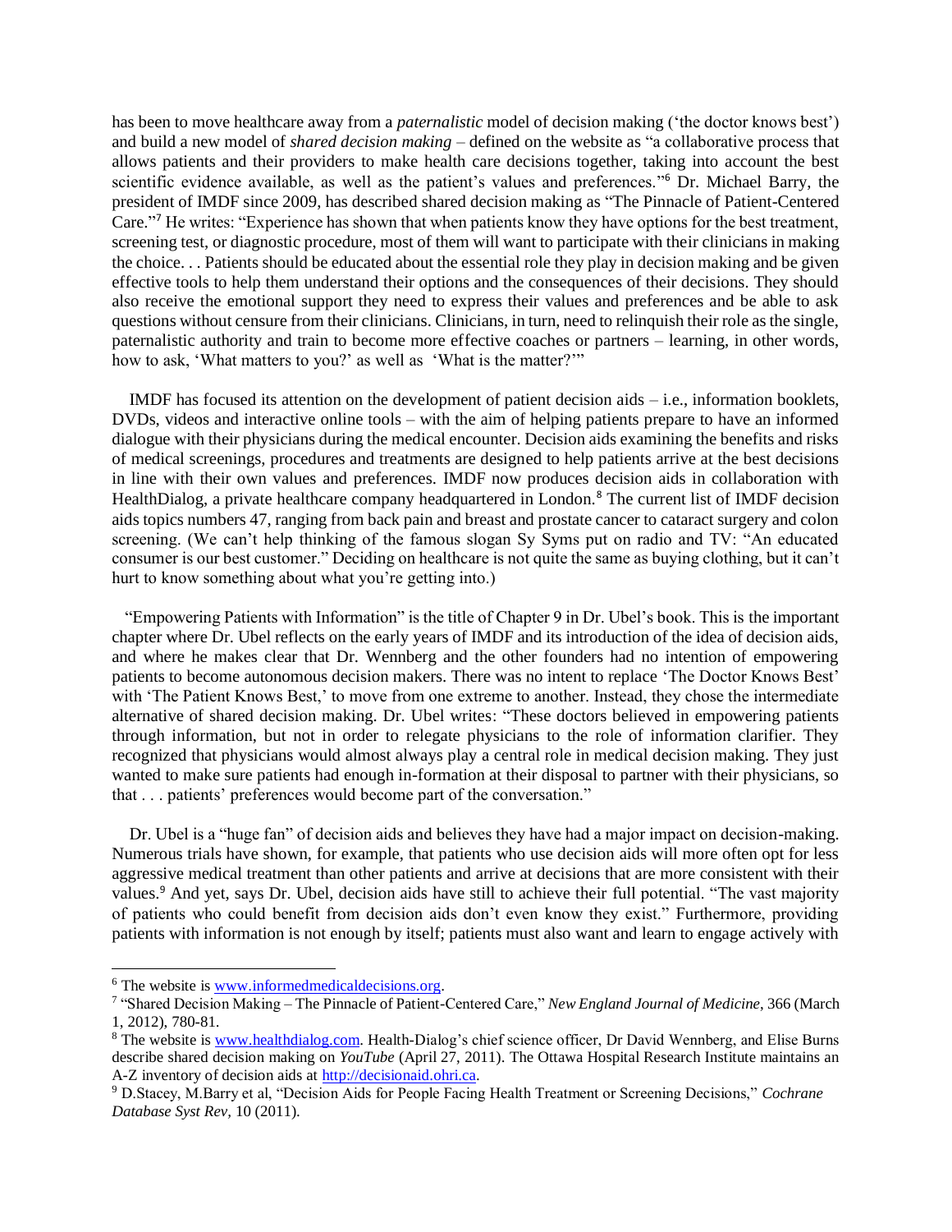has been to move healthcare away from a *paternalistic* model of decision making ('the doctor knows best') and build a new model of *shared decision making* – defined on the website as "a collaborative process that allows patients and their providers to make health care decisions together, taking into account the best scientific evidence available, as well as the patient's values and preferences."[6] Dr. Michael Barry, the president of IMDF since 2009, has described shared decision making as "The Pinnacle of Patient-Centered Care."[7] He writes: "Experience has shown that when patients know they have options for the best treatment, screening test, or diagnostic procedure, most of them will want to participate with their clinicians in making the choice. . . Patients should be educated about the essential role they play in decision making and be given effective tools to help them understand their options and the consequences of their decisions. They should also receive the emotional support they need to express their values and preferences and be able to ask questions without censure from their clinicians. Clinicians, in turn, need to relinquish their role as the single, paternalistic authority and train to become more effective coaches or partners – learning, in other words, how to ask, 'What matters to you?' as well as 'What is the matter?'"

IMDF has focused its attention on the development of patient decision aids – i.e., information booklets, DVDs, videos and interactive online tools – with the aim of helping patients prepare to have an informed dialogue with their physicians during the medical encounter. Decision aids examining the benefits and risks of medical screenings, procedures and treatments are designed to help patients arrive at the best decisions in line with their own values and preferences. IMDF now produces decision aids in collaboration with HealthDialog, a private healthcare company headquartered in London.[8] The current list of IMDF decision aids topics numbers 47, ranging from back pain and breast and prostate cancer to cataract surgery and colon screening. (We can't help thinking of the famous slogan Sy Syms put on radio and TV: "An educated consumer is our best customer." Deciding on healthcare is not quite the same as buying clothing, but it can't hurt to know something about what you're getting into.)

"Empowering Patients with Information" is the title of Chapter 9 in Dr. Ubel's book. This is the important chapter where Dr. Ubel reflects on the early years of IMDF and its introduction of the idea of decision aids, and where he makes clear that Dr. Wennberg and the other founders had no intention of empowering patients to become autonomous decision makers. There was no intent to replace 'The Doctor Knows Best' with 'The Patient Knows Best,' to move from one extreme to another. Instead, they chose the intermediate alternative of shared decision making. Dr. Ubel writes: "These doctors believed in empowering patients through information, but not in order to relegate physicians to the role of information clarifier. They recognized that physicians would almost always play a central role in medical decision making. They just wanted to make sure patients had enough in-formation at their disposal to partner with their physicians, so that . . . patients' preferences would become part of the conversation."

Dr. Ubel is a "huge fan" of decision aids and believes they have had a major impact on decision-making. Numerous trials have shown, for example, that patients who use decision aids will more often opt for less aggressive medical treatment than other patients and arrive at decisions that are more consistent with their values.[9] And yet, says Dr. Ubel, decision aids have still to achieve their full potential. "The vast majority of patients who could benefit from decision aids don't even know they exist." Furthermore, providing patients with information is not enough by itself; patients must also want and learn to engage actively with

---

[6] The website is www.informedmedicaldecisions.org.

[7] "Shared Decision Making – The Pinnacle of Patient-Centered Care," *New England Journal of Medicine*, 366 (March 1, 2012), 780-81.

[8] The website is www.healthdialog.com. Health-Dialog's chief science officer, Dr David Wennberg, and Elise Burns describe shared decision making on *YouTube* (April 27, 2011). The Ottawa Hospital Research Institute maintains an A-Z inventory of decision aids at http://decisionaid.ohri.ca.

[9] D.Stacey, M.Barry et al, "Decision Aids for People Facing Health Treatment or Screening Decisions," *Cochrane Database Syst Rev*, 10 (2011).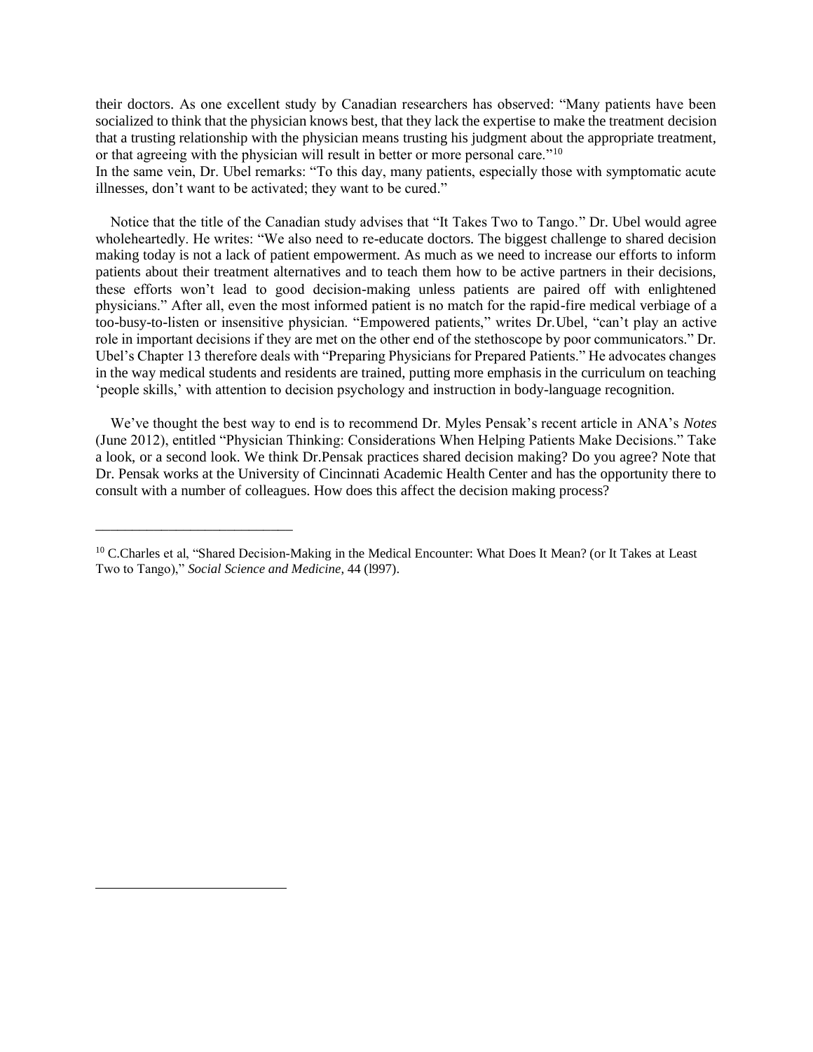their doctors. As one excellent study by Canadian researchers has observed: "Many patients have been socialized to think that the physician knows best, that they lack the expertise to make the treatment decision that a trusting relationship with the physician means trusting his judgment about the appropriate treatment, or that agreeing with the physician will result in better or more personal care."[10]

In the same vein, Dr. Ubel remarks: "To this day, many patients, especially those with symptomatic acute illnesses, don't want to be activated; they want to be cured."

Notice that the title of the Canadian study advises that "It Takes Two to Tango." Dr. Ubel would agree wholeheartedly. He writes: "We also need to re-educate doctors. The biggest challenge to shared decision making today is not a lack of patient empowerment. As much as we need to increase our efforts to inform patients about their treatment alternatives and to teach them how to be active partners in their decisions, these efforts won't lead to good decision-making unless patients are paired off with enlightened physicians." After all, even the most informed patient is no match for the rapid-fire medical verbiage of a too-busy-to-listen or insensitive physician. "Empowered patients," writes Dr.Ubel, "can't play an active role in important decisions if they are met on the other end of the stethoscope by poor communicators." Dr. Ubel's Chapter 13 therefore deals with "Preparing Physicians for Prepared Patients." He advocates changes in the way medical students and residents are trained, putting more emphasis in the curriculum on teaching 'people skills,' with attention to decision psychology and instruction in body-language recognition.

We've thought the best way to end is to recommend Dr. Myles Pensak's recent article in ANA's *Notes* (June 2012), entitled "Physician Thinking: Considerations When Helping Patients Make Decisions." Take a look, or a second look. We think Dr.Pensak practices shared decision making? Do you agree? Note that Dr. Pensak works at the University of Cincinnati Academic Health Center and has the opportunity there to consult with a number of colleagues. How does this affect the decision making process?

---

[10] C.Charles et al, "Shared Decision-Making in the Medical Encounter: What Does It Mean? (or It Takes at Least Two to Tango)," *Social Science and Medicine*, 44 (l997).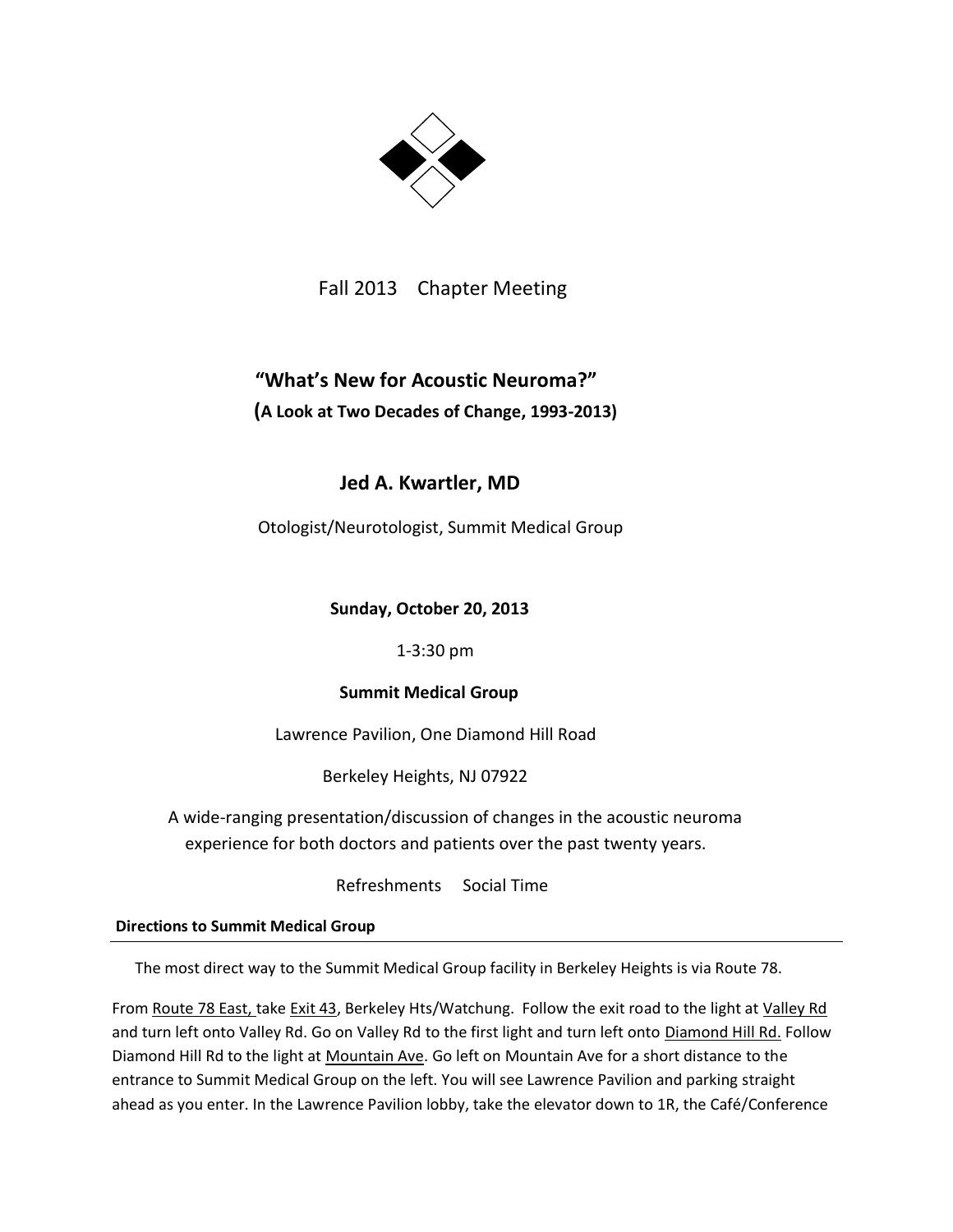Fall 2013 Chapter Meeting

## "What's New for Acoustic Neuroma?"

**(A Look at Two Decades of Change, 1993-2013)**

## Jed A. Kwartler, MD

Otologist/Neurotologist, Summit Medical Group

**Sunday, October 20, 2013**

1-3:30 pm

**Summit Medical Group**

Lawrence Pavilion, One Diamond Hill Road

Berkeley Heights, NJ 07922

A wide-ranging presentation/discussion of changes in the acoustic neuroma experience for both doctors and patients over the past twenty years.

Refreshments Social Time

**Directions to Summit Medical Group**

The most direct way to the Summit Medical Group facility in Berkeley Heights is via Route 78.

From Route 78 East, take Exit 43, Berkeley Hts/Watchung. Follow the exit road to the light at Valley Rd and turn left onto Valley Rd. Go on Valley Rd to the first light and turn left onto Diamond Hill Rd. Follow Diamond Hill Rd to the light at Mountain Ave. Go left on Mountain Ave for a short distance to the entrance to Summit Medical Group on the left. You will see Lawrence Pavilion and parking straight ahead as you enter. In the Lawrence Pavilion lobby, take the elevator down to 1R, the Café/Conference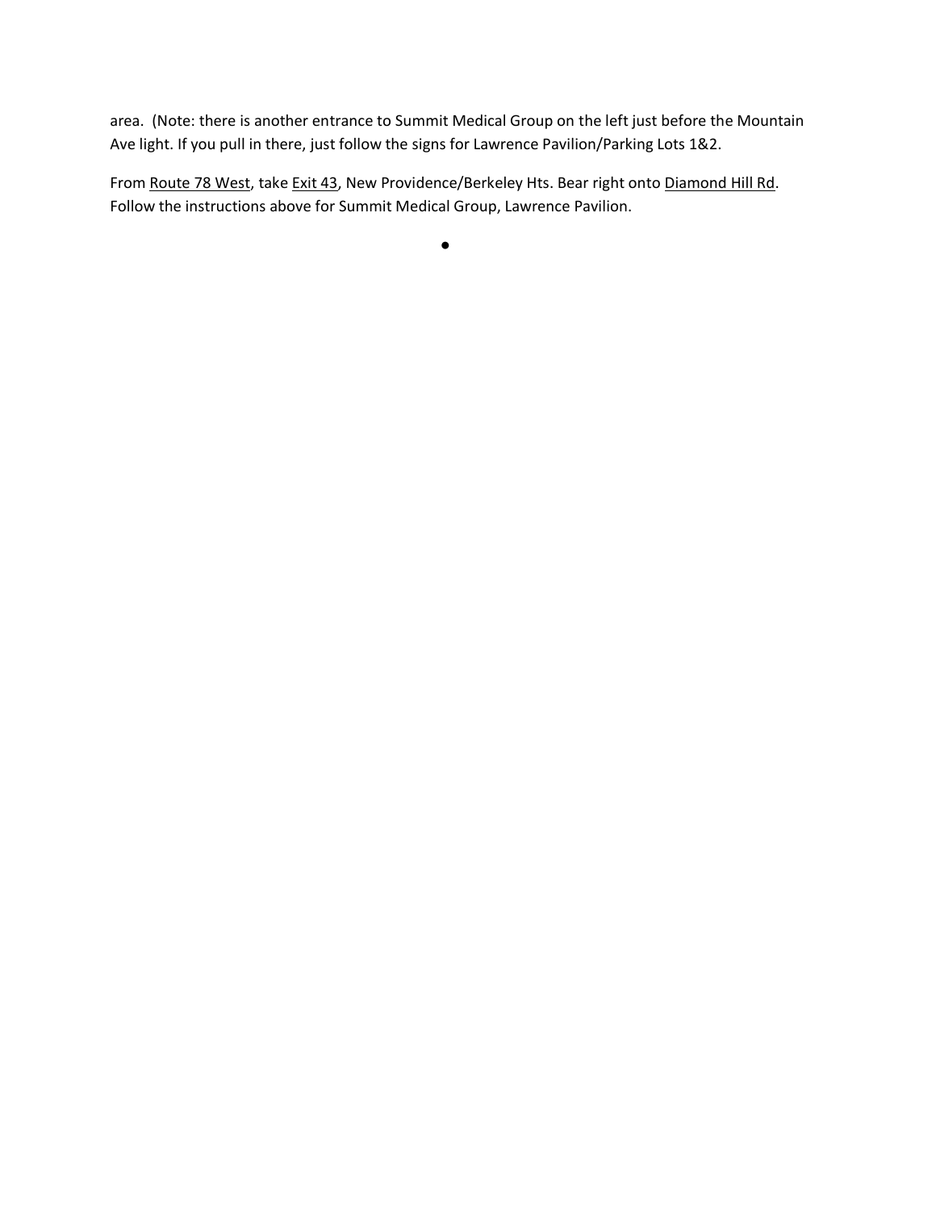area. (Note: there is another entrance to Summit Medical Group on the left just before the Mountain Ave light. If you pull in there, just follow the signs for Lawrence Pavilion/Parking Lots 1&2.

From <u>Route 78 West</u>, take <u>Exit 43</u>, New Providence/Berkeley Hts. Bear right onto <u>Diamond Hill Rd</u>. Follow the instructions above for Summit Medical Group, Lawrence Pavilion.

•